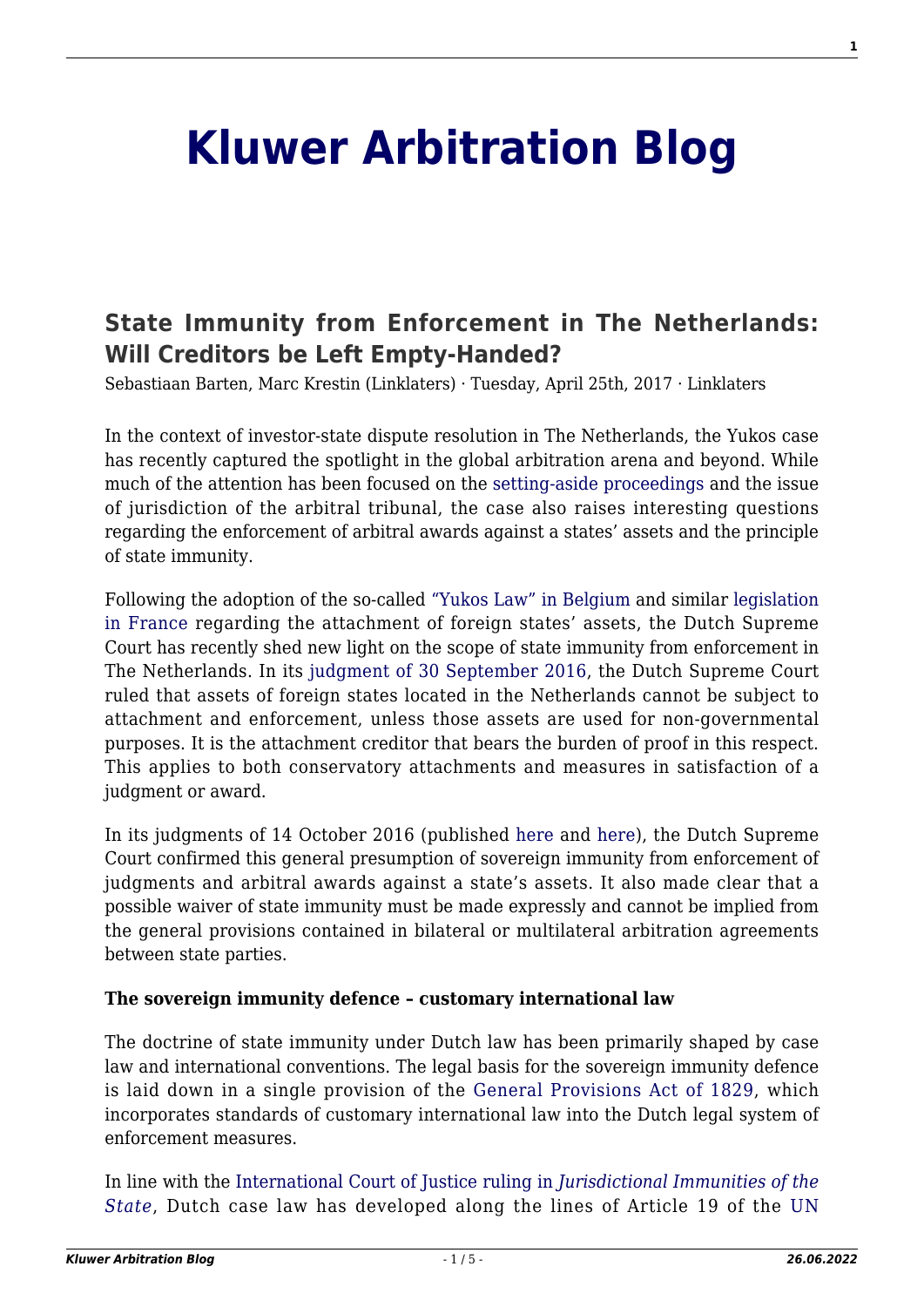# Kluwer Arbitration Blog

## State Immunity from Enforcement in The Netherlands: Will Creditors be Left Empty-Handed?

Sebastiaan Barten, Marc Krestin (Linklaters) · Tuesday, April 25th, 2017 · Linklaters

In the context of investor-state dispute resolution in The Netherlands, the Yukos case has recently captured the spotlight in the global arbitration arena and beyond. While much of the attention has been focused on the setting-aside proceedings and the issue of jurisdiction of the arbitral tribunal, the case also raises interesting questions regarding the enforcement of arbitral awards against a states' assets and the principle of state immunity.

Following the adoption of the so-called "Yukos Law" in Belgium and similar legislation in France regarding the attachment of foreign states' assets, the Dutch Supreme Court has recently shed new light on the scope of state immunity from enforcement in The Netherlands. In its judgment of 30 September 2016, the Dutch Supreme Court ruled that assets of foreign states located in the Netherlands cannot be subject to attachment and enforcement, unless those assets are used for non-governmental purposes. It is the attachment creditor that bears the burden of proof in this respect. This applies to both conservatory attachments and measures in satisfaction of a judgment or award.

In its judgments of 14 October 2016 (published here and here), the Dutch Supreme Court confirmed this general presumption of sovereign immunity from enforcement of judgments and arbitral awards against a state's assets. It also made clear that a possible waiver of state immunity must be made expressly and cannot be implied from the general provisions contained in bilateral or multilateral arbitration agreements between state parties.

**The sovereign immunity defence – customary international law**

The doctrine of state immunity under Dutch law has been primarily shaped by case law and international conventions. The legal basis for the sovereign immunity defence is laid down in a single provision of the General Provisions Act of 1829, which incorporates standards of customary international law into the Dutch legal system of enforcement measures.

In line with the International Court of Justice ruling in *Jurisdictional Immunities of the State*, Dutch case law has developed along the lines of Article 19 of the UN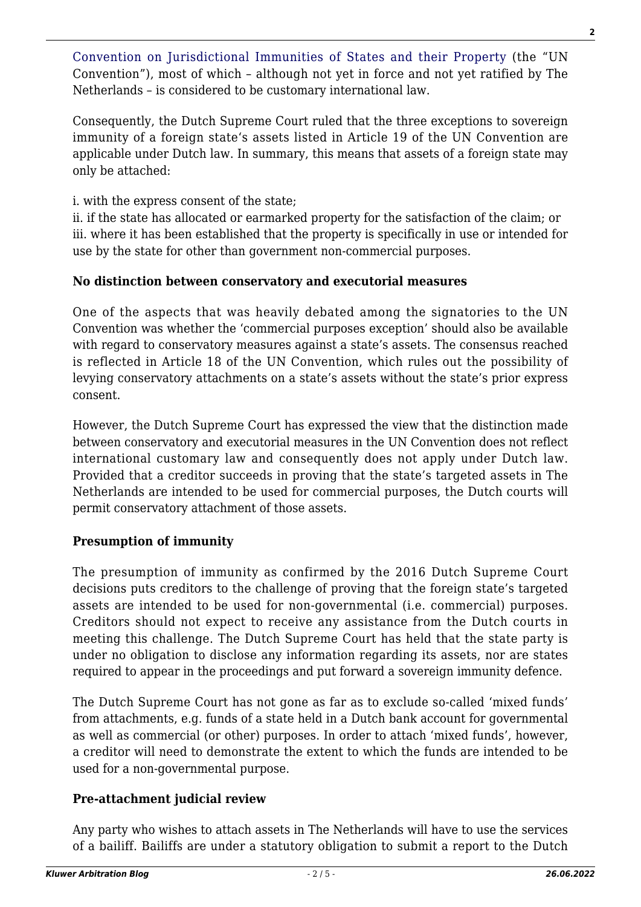Convention on Jurisdictional Immunities of States and their Property (the "UN Convention"), most of which – although not yet in force and not yet ratified by The Netherlands – is considered to be customary international law.

Consequently, the Dutch Supreme Court ruled that the three exceptions to sovereign immunity of a foreign state's assets listed in Article 19 of the UN Convention are applicable under Dutch law. In summary, this means that assets of a foreign state may only be attached:

i. with the express consent of the state;
ii. if the state has allocated or earmarked property for the satisfaction of the claim; or
iii. where it has been established that the property is specifically in use or intended for use by the state for other than government non-commercial purposes.

**No distinction between conservatory and executorial measures**

One of the aspects that was heavily debated among the signatories to the UN Convention was whether the 'commercial purposes exception' should also be available with regard to conservatory measures against a state's assets. The consensus reached is reflected in Article 18 of the UN Convention, which rules out the possibility of levying conservatory attachments on a state's assets without the state's prior express consent.

However, the Dutch Supreme Court has expressed the view that the distinction made between conservatory and executorial measures in the UN Convention does not reflect international customary law and consequently does not apply under Dutch law. Provided that a creditor succeeds in proving that the state's targeted assets in The Netherlands are intended to be used for commercial purposes, the Dutch courts will permit conservatory attachment of those assets.

**Presumption of immunity**

The presumption of immunity as confirmed by the 2016 Dutch Supreme Court decisions puts creditors to the challenge of proving that the foreign state's targeted assets are intended to be used for non-governmental (i.e. commercial) purposes. Creditors should not expect to receive any assistance from the Dutch courts in meeting this challenge. The Dutch Supreme Court has held that the state party is under no obligation to disclose any information regarding its assets, nor are states required to appear in the proceedings and put forward a sovereign immunity defence.

The Dutch Supreme Court has not gone as far as to exclude so-called 'mixed funds' from attachments, e.g. funds of a state held in a Dutch bank account for governmental as well as commercial (or other) purposes. In order to attach 'mixed funds', however, a creditor will need to demonstrate the extent to which the funds are intended to be used for a non-governmental purpose.

**Pre-attachment judicial review**

Any party who wishes to attach assets in The Netherlands will have to use the services of a bailiff. Bailiffs are under a statutory obligation to submit a report to the Dutch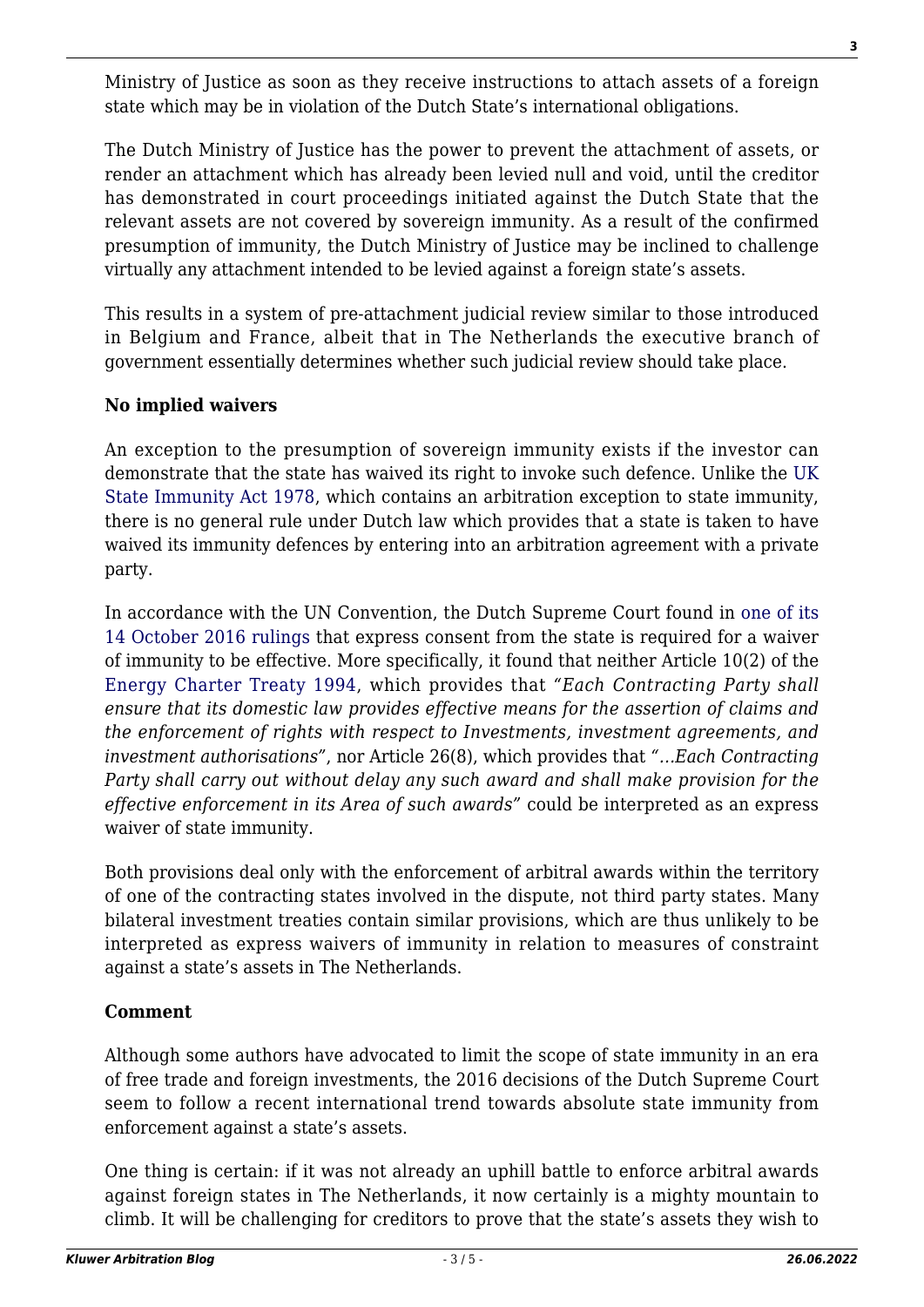Ministry of Justice as soon as they receive instructions to attach assets of a foreign state which may be in violation of the Dutch State's international obligations.

The Dutch Ministry of Justice has the power to prevent the attachment of assets, or render an attachment which has already been levied null and void, until the creditor has demonstrated in court proceedings initiated against the Dutch State that the relevant assets are not covered by sovereign immunity. As a result of the confirmed presumption of immunity, the Dutch Ministry of Justice may be inclined to challenge virtually any attachment intended to be levied against a foreign state's assets.

This results in a system of pre-attachment judicial review similar to those introduced in Belgium and France, albeit that in The Netherlands the executive branch of government essentially determines whether such judicial review should take place.

**No implied waivers**

An exception to the presumption of sovereign immunity exists if the investor can demonstrate that the state has waived its right to invoke such defence. Unlike the UK State Immunity Act 1978, which contains an arbitration exception to state immunity, there is no general rule under Dutch law which provides that a state is taken to have waived its immunity defences by entering into an arbitration agreement with a private party.

In accordance with the UN Convention, the Dutch Supreme Court found in one of its 14 October 2016 rulings that express consent from the state is required for a waiver of immunity to be effective. More specifically, it found that neither Article 10(2) of the Energy Charter Treaty 1994, which provides that *"Each Contracting Party shall ensure that its domestic law provides effective means for the assertion of claims and the enforcement of rights with respect to Investments, investment agreements, and investment authorisations"*, nor Article 26(8), which provides that *"…Each Contracting Party shall carry out without delay any such award and shall make provision for the effective enforcement in its Area of such awards"* could be interpreted as an express waiver of state immunity.

Both provisions deal only with the enforcement of arbitral awards within the territory of one of the contracting states involved in the dispute, not third party states. Many bilateral investment treaties contain similar provisions, which are thus unlikely to be interpreted as express waivers of immunity in relation to measures of constraint against a state's assets in The Netherlands.

**Comment**

Although some authors have advocated to limit the scope of state immunity in an era of free trade and foreign investments, the 2016 decisions of the Dutch Supreme Court seem to follow a recent international trend towards absolute state immunity from enforcement against a state's assets.

One thing is certain: if it was not already an uphill battle to enforce arbitral awards against foreign states in The Netherlands, it now certainly is a mighty mountain to climb. It will be challenging for creditors to prove that the state's assets they wish to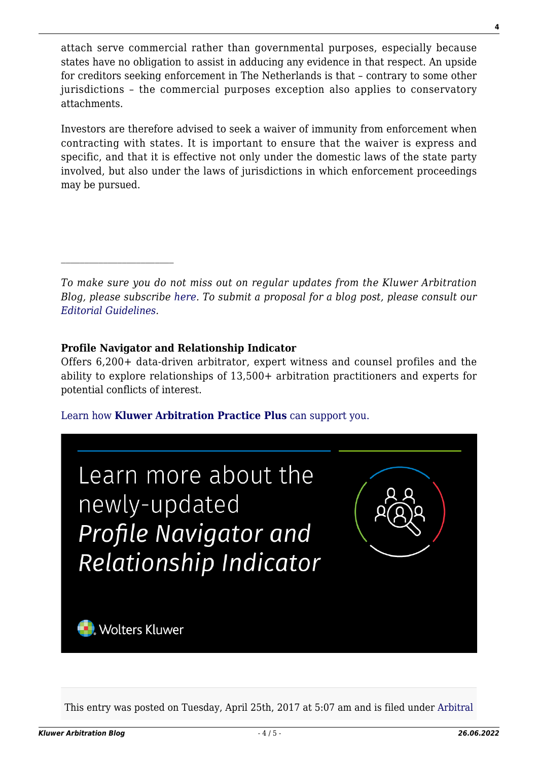attach serve commercial rather than governmental purposes, especially because states have no obligation to assist in adducing any evidence in that respect. An upside for creditors seeking enforcement in The Netherlands is that – contrary to some other jurisdictions – the commercial purposes exception also applies to conservatory attachments.

Investors are therefore advised to seek a waiver of immunity from enforcement when contracting with states. It is important to ensure that the waiver is express and specific, and that it is effective not only under the domestic laws of the state party involved, but also under the laws of jurisdictions in which enforcement proceedings may be pursued.

---

*To make sure you do not miss out on regular updates from the Kluwer Arbitration Blog, please subscribe here. To submit a proposal for a blog post, please consult our Editorial Guidelines.*

**Profile Navigator and Relationship Indicator**
Offers 6,200+ data-driven arbitrator, expert witness and counsel profiles and the ability to explore relationships of 13,500+ arbitration practitioners and experts for potential conflicts of interest.

Learn how **Kluwer Arbitration Practice Plus** can support you.

Learn more about the newly-updated *Profile Navigator and Relationship Indicator*

Wolters Kluwer

This entry was posted on Tuesday, April 25th, 2017 at 5:07 am and is filed under Arbitral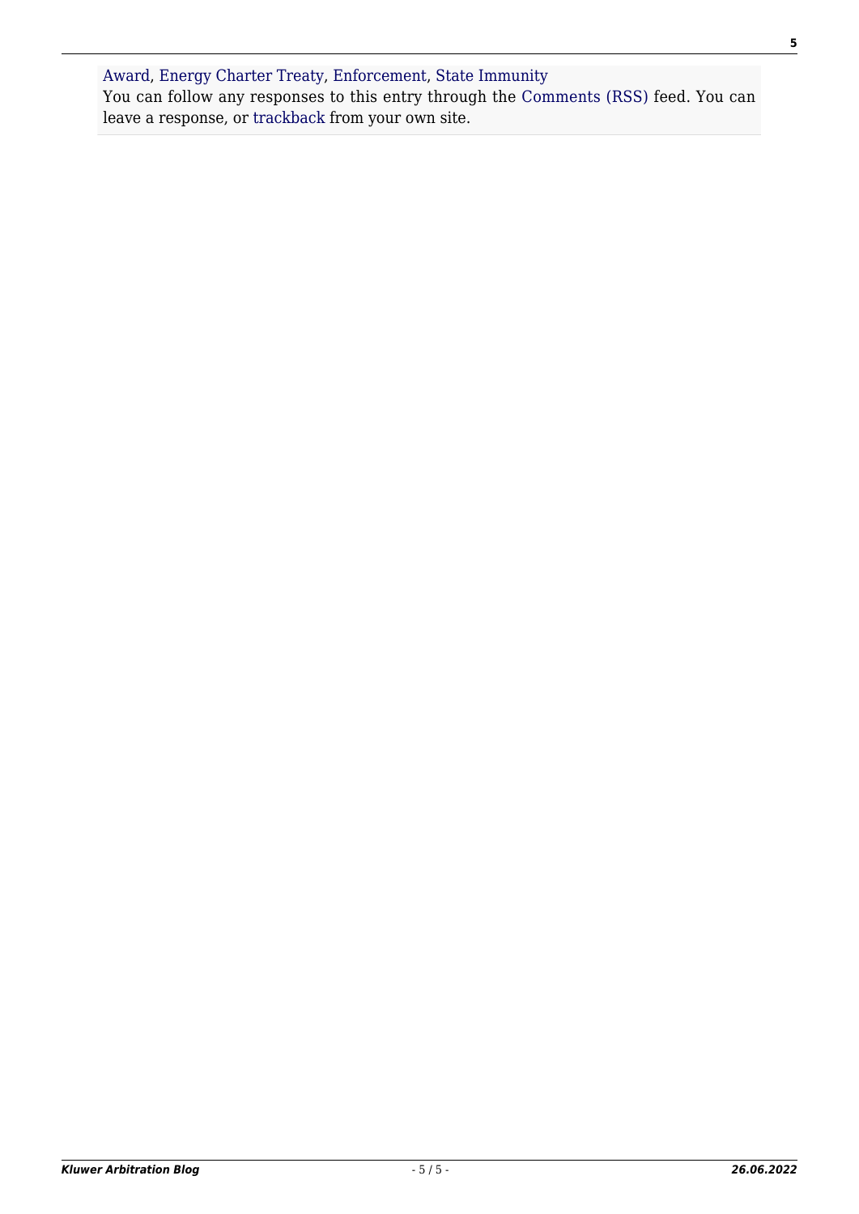Award, Energy Charter Treaty, Enforcement, State Immunity
You can follow any responses to this entry through the Comments (RSS) feed. You can leave a response, or trackback from your own site.